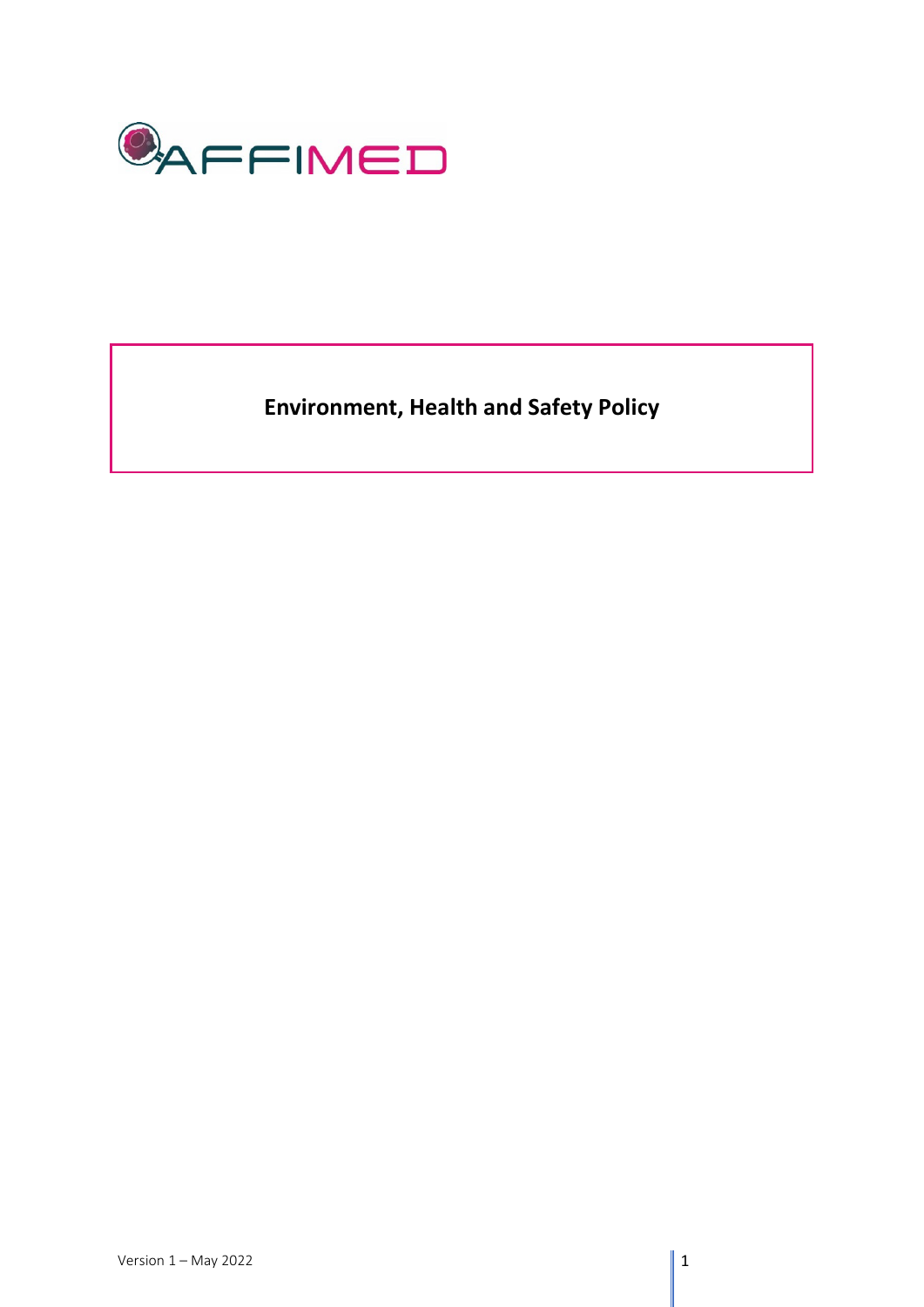AFFIMED

# Environment, Health and Safety Policy

Version 1 – May 2022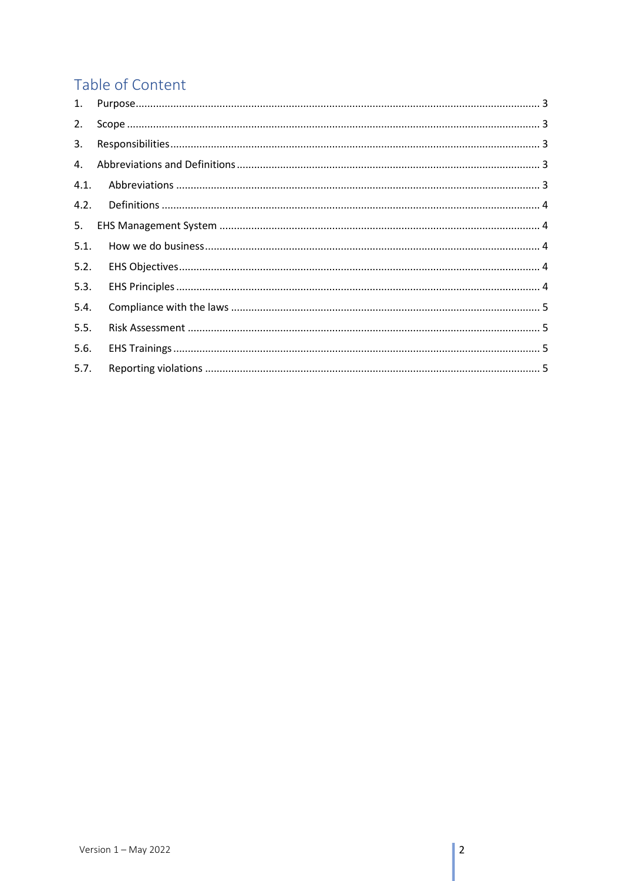## Table of Content

1. Purpose ........ 3
2. Scope ........ 3
3. Responsibilities ........ 3
4. Abbreviations and Definitions ........ 3
   - 4.1. Abbreviations ........ 3
   - 4.2. Definitions ........ 4
5. EHS Management System ........ 4
   - 5.1. How we do business ........ 4
   - 5.2. EHS Objectives ........ 4
   - 5.3. EHS Principles ........ 4
   - 5.4. Compliance with the laws ........ 5
   - 5.5. Risk Assessment ........ 5
   - 5.6. EHS Trainings ........ 5
   - 5.7. Reporting violations ........ 5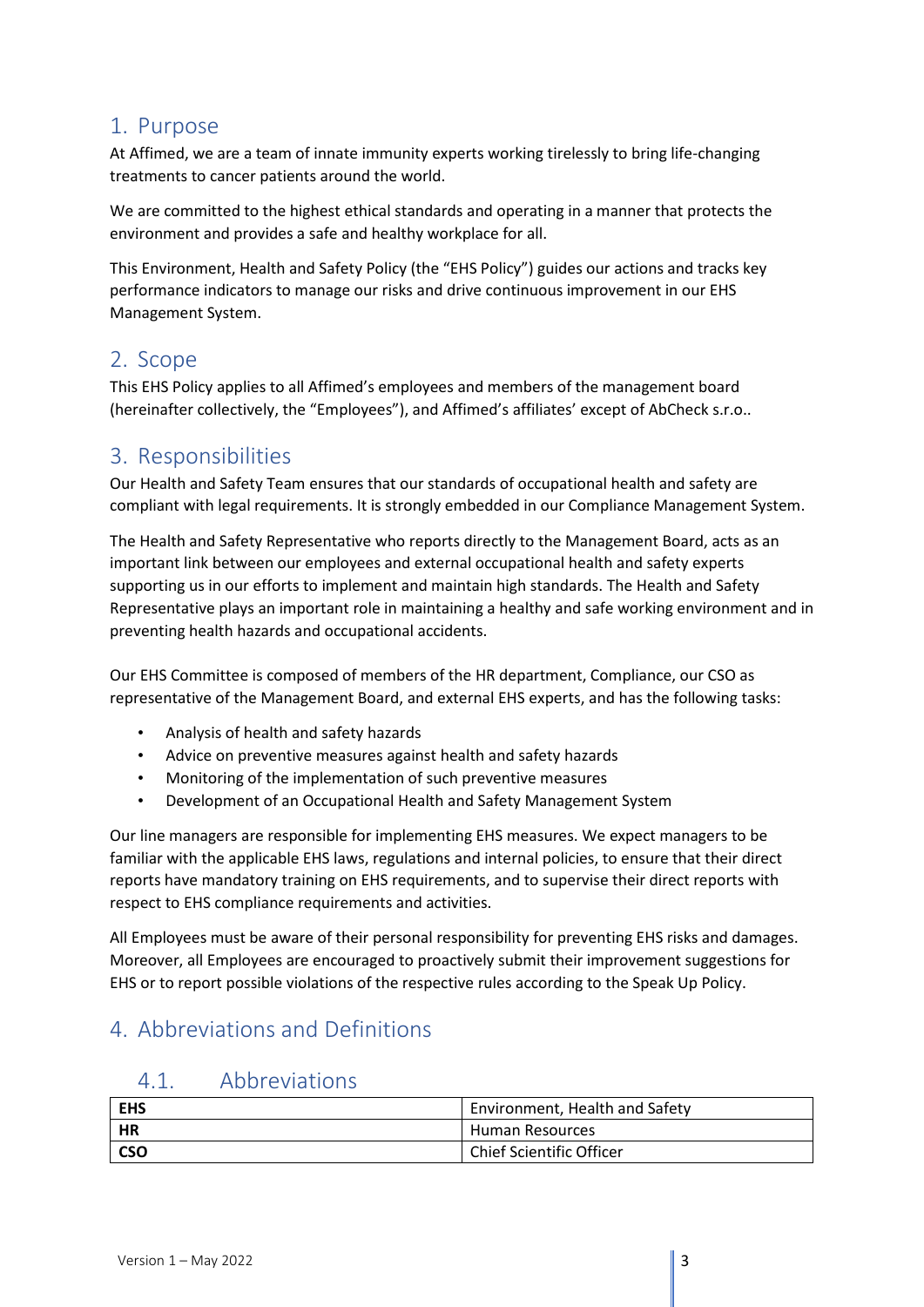# 1. Purpose

At Affimed, we are a team of innate immunity experts working tirelessly to bring life-changing treatments to cancer patients around the world.

We are committed to the highest ethical standards and operating in a manner that protects the environment and provides a safe and healthy workplace for all.

This Environment, Health and Safety Policy (the "EHS Policy") guides our actions and tracks key performance indicators to manage our risks and drive continuous improvement in our EHS Management System.

# 2. Scope

This EHS Policy applies to all Affimed's employees and members of the management board (hereinafter collectively, the "Employees"), and Affimed's affiliates' except of AbCheck s.r.o..

# 3. Responsibilities

Our Health and Safety Team ensures that our standards of occupational health and safety are compliant with legal requirements. It is strongly embedded in our Compliance Management System.

The Health and Safety Representative who reports directly to the Management Board, acts as an important link between our employees and external occupational health and safety experts supporting us in our efforts to implement and maintain high standards. The Health and Safety Representative plays an important role in maintaining a healthy and safe working environment and in preventing health hazards and occupational accidents.

Our EHS Committee is composed of members of the HR department, Compliance, our CSO as representative of the Management Board, and external EHS experts, and has the following tasks:

- Analysis of health and safety hazards
- Advice on preventive measures against health and safety hazards
- Monitoring of the implementation of such preventive measures
- Development of an Occupational Health and Safety Management System

Our line managers are responsible for implementing EHS measures. We expect managers to be familiar with the applicable EHS laws, regulations and internal policies, to ensure that their direct reports have mandatory training on EHS requirements, and to supervise their direct reports with respect to EHS compliance requirements and activities.

All Employees must be aware of their personal responsibility for preventing EHS risks and damages. Moreover, all Employees are encouraged to proactively submit their improvement suggestions for EHS or to report possible violations of the respective rules according to the Speak Up Policy.

# 4. Abbreviations and Definitions

## 4.1. Abbreviations

| **EHS** | Environment, Health and Safety |
|---|---|
| **HR** | Human Resources |
| **CSO** | Chief Scientific Officer |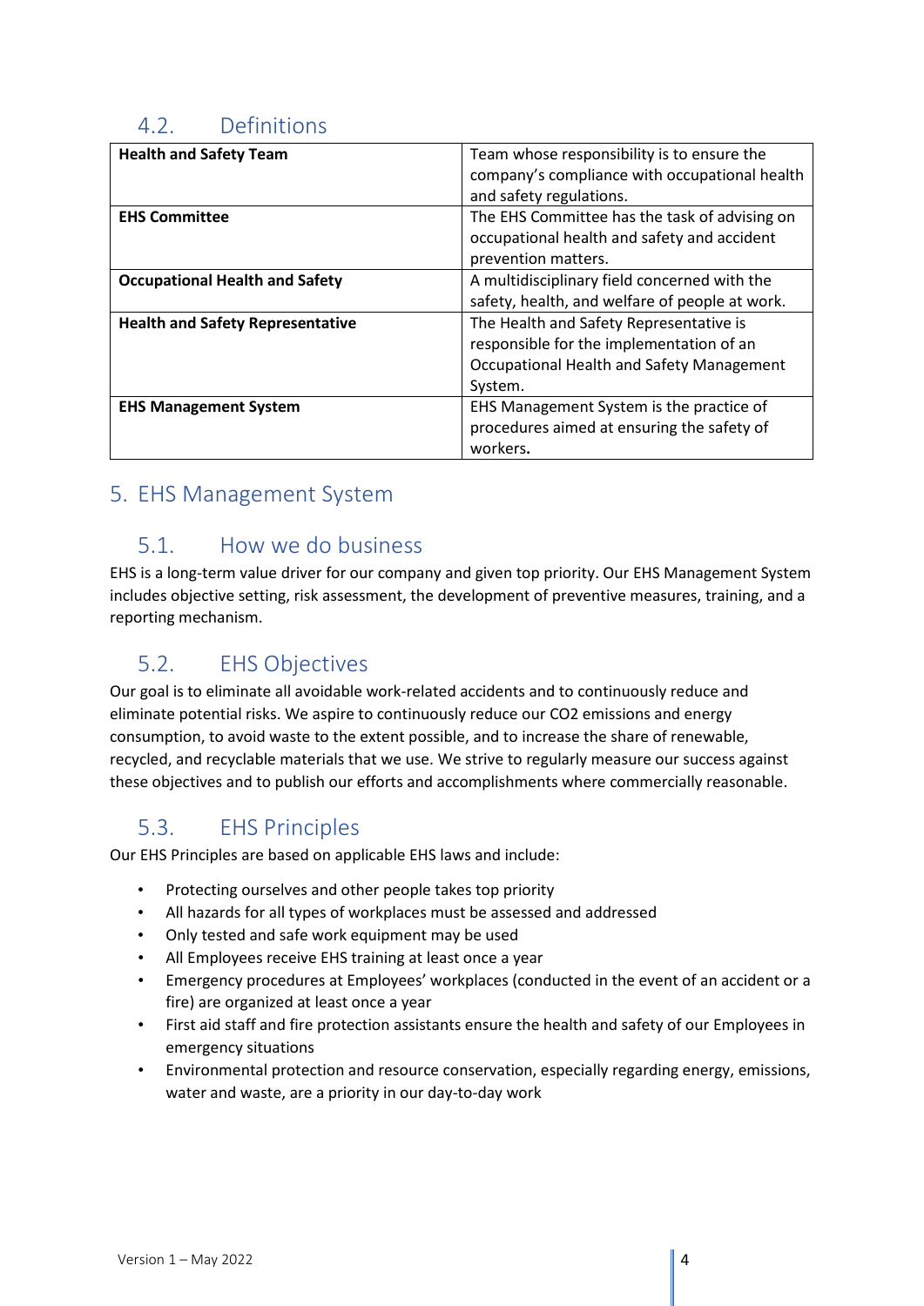### 4.2. Definitions

| | |
|---|---|
| **Health and Safety Team** | Team whose responsibility is to ensure the company's compliance with occupational health and safety regulations. |
| **EHS Committee** | The EHS Committee has the task of advising on occupational health and safety and accident prevention matters. |
| **Occupational Health and Safety** | A multidisciplinary field concerned with the safety, health, and welfare of people at work. |
| **Health and Safety Representative** | The Health and Safety Representative is responsible for the implementation of an Occupational Health and Safety Management System. |
| **EHS Management System** | EHS Management System is the practice of procedures aimed at ensuring the safety of workers. |

## 5. EHS Management System

### 5.1. How we do business

EHS is a long-term value driver for our company and given top priority. Our EHS Management System includes objective setting, risk assessment, the development of preventive measures, training, and a reporting mechanism.

### 5.2. EHS Objectives

Our goal is to eliminate all avoidable work-related accidents and to continuously reduce and eliminate potential risks. We aspire to continuously reduce our $CO_2$ emissions and energy consumption, to avoid waste to the extent possible, and to increase the share of renewable, recycled, and recyclable materials that we use. We strive to regularly measure our success against these objectives and to publish our efforts and accomplishments where commercially reasonable.

### 5.3. EHS Principles

Our EHS Principles are based on applicable EHS laws and include:

- Protecting ourselves and other people takes top priority
- All hazards for all types of workplaces must be assessed and addressed
- Only tested and safe work equipment may be used
- All Employees receive EHS training at least once a year
- Emergency procedures at Employees' workplaces (conducted in the event of an accident or a fire) are organized at least once a year
- First aid staff and fire protection assistants ensure the health and safety of our Employees in emergency situations
- Environmental protection and resource conservation, especially regarding energy, emissions, water and waste, are a priority in our day-to-day work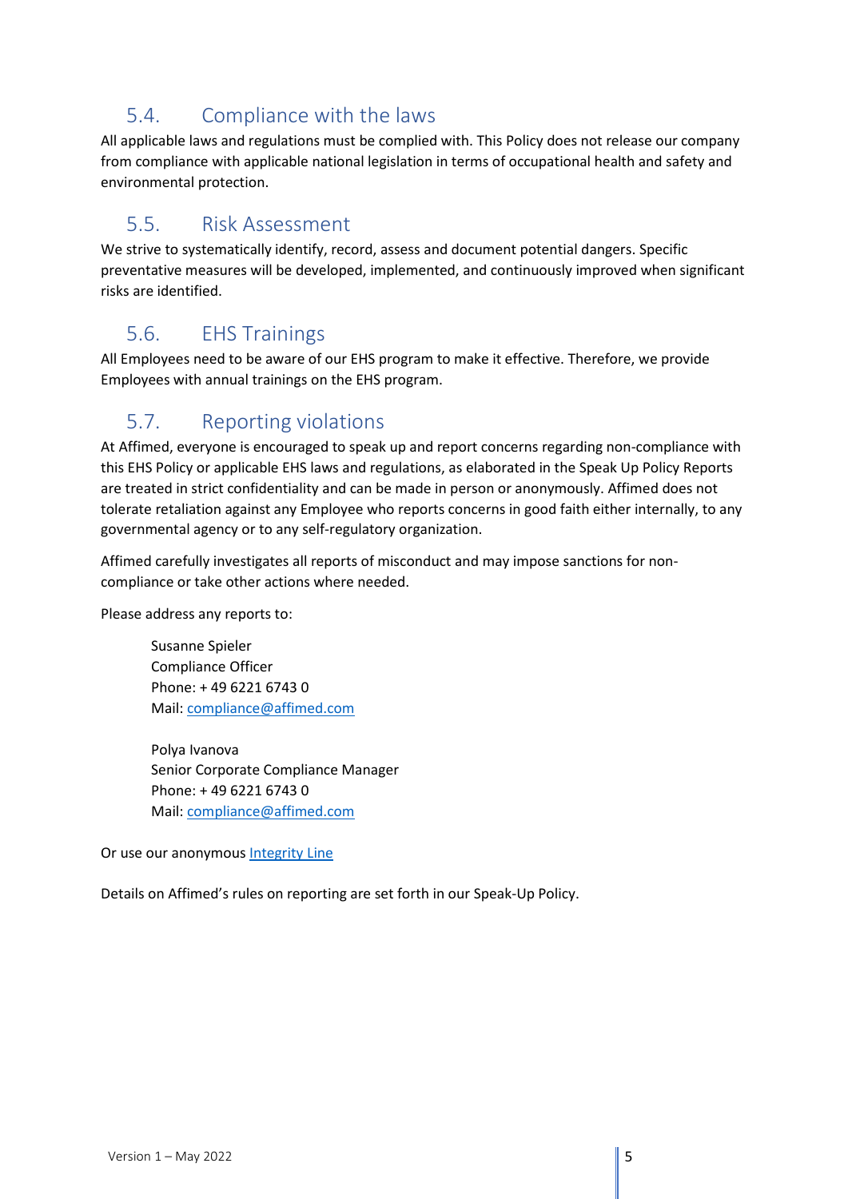## 5.4. Compliance with the laws

All applicable laws and regulations must be complied with. This Policy does not release our company from compliance with applicable national legislation in terms of occupational health and safety and environmental protection.

## 5.5. Risk Assessment

We strive to systematically identify, record, assess and document potential dangers. Specific preventative measures will be developed, implemented, and continuously improved when significant risks are identified.

## 5.6. EHS Trainings

All Employees need to be aware of our EHS program to make it effective. Therefore, we provide Employees with annual trainings on the EHS program.

## 5.7. Reporting violations

At Affimed, everyone is encouraged to speak up and report concerns regarding non-compliance with this EHS Policy or applicable EHS laws and regulations, as elaborated in the Speak Up Policy Reports are treated in strict confidentiality and can be made in person or anonymously. Affimed does not tolerate retaliation against any Employee who reports concerns in good faith either internally, to any governmental agency or to any self-regulatory organization.

Affimed carefully investigates all reports of misconduct and may impose sanctions for non-compliance or take other actions where needed.

Please address any reports to:

> Susanne Spieler
> Compliance Officer
> Phone: + 49 6221 6743 0
> Mail: compliance@affimed.com
>
> Polya Ivanova
> Senior Corporate Compliance Manager
> Phone: + 49 6221 6743 0
> Mail: compliance@affimed.com

Or use our anonymous Integrity Line

Details on Affimed's rules on reporting are set forth in our Speak-Up Policy.

Version 1 – May 2022